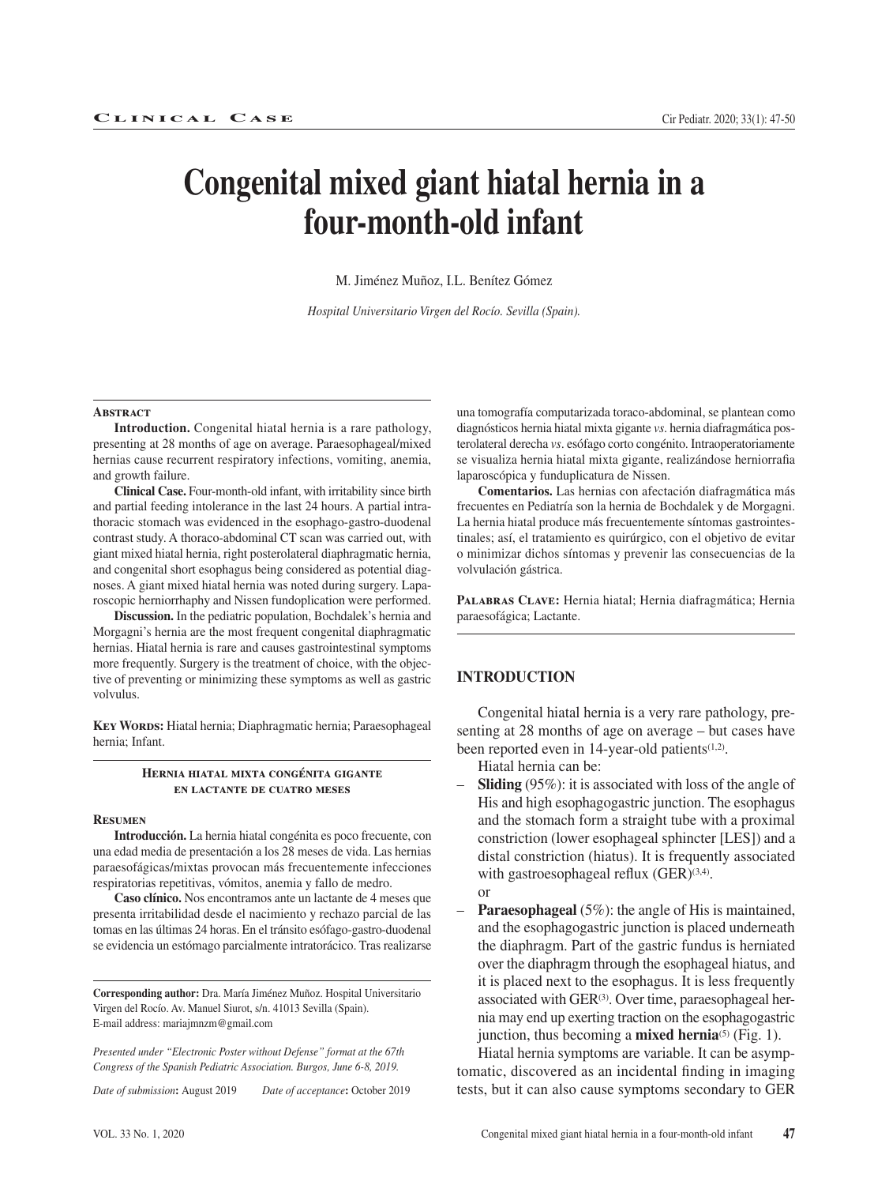# Congenital mixed giant hiatal hernia in a four-month-old infant

M. Jiménez Muñoz, I.L. Benítez Gómez

*Hospital Universitario Virgen del Rocío. Sevilla (Spain).*

## Abstract

**Introduction.** Congenital hiatal hernia is a rare pathology, presenting at 28 months of age on average. Paraesophageal/mixed hernias cause recurrent respiratory infections, vomiting, anemia, and growth failure.

**Clinical Case.** Four-month-old infant, with irritability since birth and partial feeding intolerance in the last 24 hours. A partial intrathoracic stomach was evidenced in the esophago-gastro-duodenal contrast study. A thoraco-abdominal CT scan was carried out, with giant mixed hiatal hernia, right posterolateral diaphragmatic hernia, and congenital short esophagus being considered as potential diagnoses. A giant mixed hiatal hernia was noted during surgery. Laparoscopic herniorrhaphy and Nissen fundoplication were performed.

**Discussion.** In the pediatric population, Bochdalek's hernia and Morgagni's hernia are the most frequent congenital diaphragmatic hernias. Hiatal hernia is rare and causes gastrointestinal symptoms more frequently. Surgery is the treatment of choice, with the objective of preventing or minimizing these symptoms as well as gastric volvulus.

**Key Words:** Hiatal hernia; Diaphragmatic hernia; Paraesophageal hernia; Infant.

### Hernia hiatal mixta congénita gigante en lactante de cuatro meses

## Resumen

**Introducción.** La hernia hiatal congénita es poco frecuente, con una edad media de presentación a los 28 meses de vida. Las hernias paraesofágicas/mixtas provocan más frecuentemente infecciones respiratorias repetitivas, vómitos, anemia y fallo de medro.

**Caso clínico.** Nos encontramos ante un lactante de 4 meses que presenta irritabilidad desde el nacimiento y rechazo parcial de las tomas en las últimas 24 horas. En el tránsito esófago-gastro-duodenal se evidencia un estómago parcialmente intratorácico. Tras realizarse una tomografía computarizada toraco-abdominal, se plantean como diagnósticos hernia hiatal mixta gigante *vs*. hernia diafragmática posterolateral derecha *vs*. esófago corto congénito. Intraoperatoriamente se visualiza hernia hiatal mixta gigante, realizándose herniorrafia laparoscópica y funduplicatura de Nissen.

**Comentarios.** Las hernias con afectación diafragmática más frecuentes en Pediatría son la hernia de Bochdalek y de Morgagni. La hernia hiatal produce más frecuentemente síntomas gastrointestinales; así, el tratamiento es quirúrgico, con el objetivo de evitar o minimizar dichos síntomas y prevenir las consecuencias de la volvulación gástrica.

**Palabras Clave:** Hernia hiatal; Hernia diafragmática; Hernia paraesofágica; Lactante.

**Corresponding author:** Dra. María Jiménez Muñoz. Hospital Universitario Virgen del Rocío. Av. Manuel Siurot, s/n. 41013 Sevilla (Spain).
E-mail address: mariajmnzm@gmail.com

*Presented under "Electronic Poster without Defense" format at the 67th Congress of the Spanish Pediatric Association. Burgos, June 6-8, 2019.*

*Date of submission*: August 2019 *Date of acceptance*: October 2019

## INTRODUCTION

Congenital hiatal hernia is a very rare pathology, presenting at 28 months of age on average – but cases have been reported even in 14-year-old patients[1,2].

Hiatal hernia can be:

- **Sliding** (95%): it is associated with loss of the angle of His and high esophagogastric junction. The esophagus and the stomach form a straight tube with a proximal constriction (lower esophageal sphincter [LES]) and a distal constriction (hiatus). It is frequently associated with gastroesophageal reflux (GER)[3,4].
  or
- **Paraesophageal** (5%): the angle of His is maintained, and the esophagogastric junction is placed underneath the diaphragm. Part of the gastric fundus is herniated over the diaphragm through the esophageal hiatus, and it is placed next to the esophagus. It is less frequently associated with GER[3]. Over time, paraesophageal hernia may end up exerting traction on the esophagogastric junction, thus becoming a **mixed hernia**[5] (Fig. 1).

Hiatal hernia symptoms are variable. It can be asymptomatic, discovered as an incidental finding in imaging tests, but it can also cause symptoms secondary to GER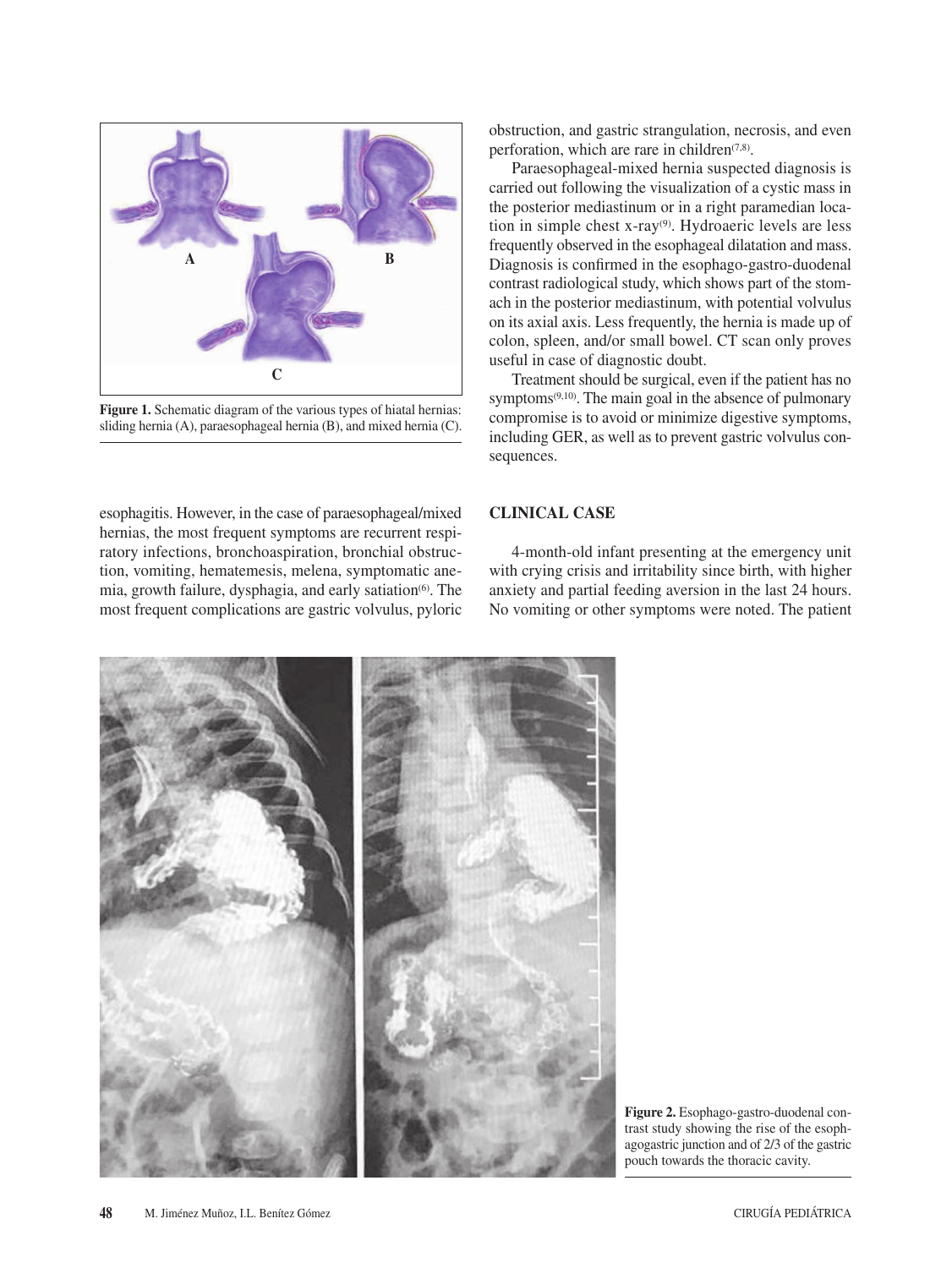**Figure 1.** Schematic diagram of the various types of hiatal hernias: sliding hernia (A), paraesophageal hernia (B), and mixed hernia (C).

esophagitis. However, in the case of paraesophageal/mixed hernias, the most frequent symptoms are recurrent respiratory infections, bronchoaspiration, bronchial obstruction, vomiting, hematemesis, melena, symptomatic anemia, growth failure, dysphagia, and early satiation[6]. The most frequent complications are gastric volvulus, pyloric obstruction, and gastric strangulation, necrosis, and even perforation, which are rare in children[7,8].

Paraesophageal-mixed hernia suspected diagnosis is carried out following the visualization of a cystic mass in the posterior mediastinum or in a right paramedian location in simple chest x-ray[9]. Hydroaeric levels are less frequently observed in the esophageal dilatation and mass. Diagnosis is confirmed in the esophago-gastro-duodenal contrast radiological study, which shows part of the stomach in the posterior mediastinum, with potential volvulus on its axial axis. Less frequently, the hernia is made up of colon, spleen, and/or small bowel. CT scan only proves useful in case of diagnostic doubt.

Treatment should be surgical, even if the patient has no symptoms[9,10]. The main goal in the absence of pulmonary compromise is to avoid or minimize digestive symptoms, including GER, as well as to prevent gastric volvulus consequences.

## CLINICAL CASE

4-month-old infant presenting at the emergency unit with crying crisis and irritability since birth, with higher anxiety and partial feeding aversion in the last 24 hours. No vomiting or other symptoms were noted. The patient

**Figure 2.** Esophago-gastro-duodenal contrast study showing the rise of the esophagogastric junction and of 2/3 of the gastric pouch towards the thoracic cavity.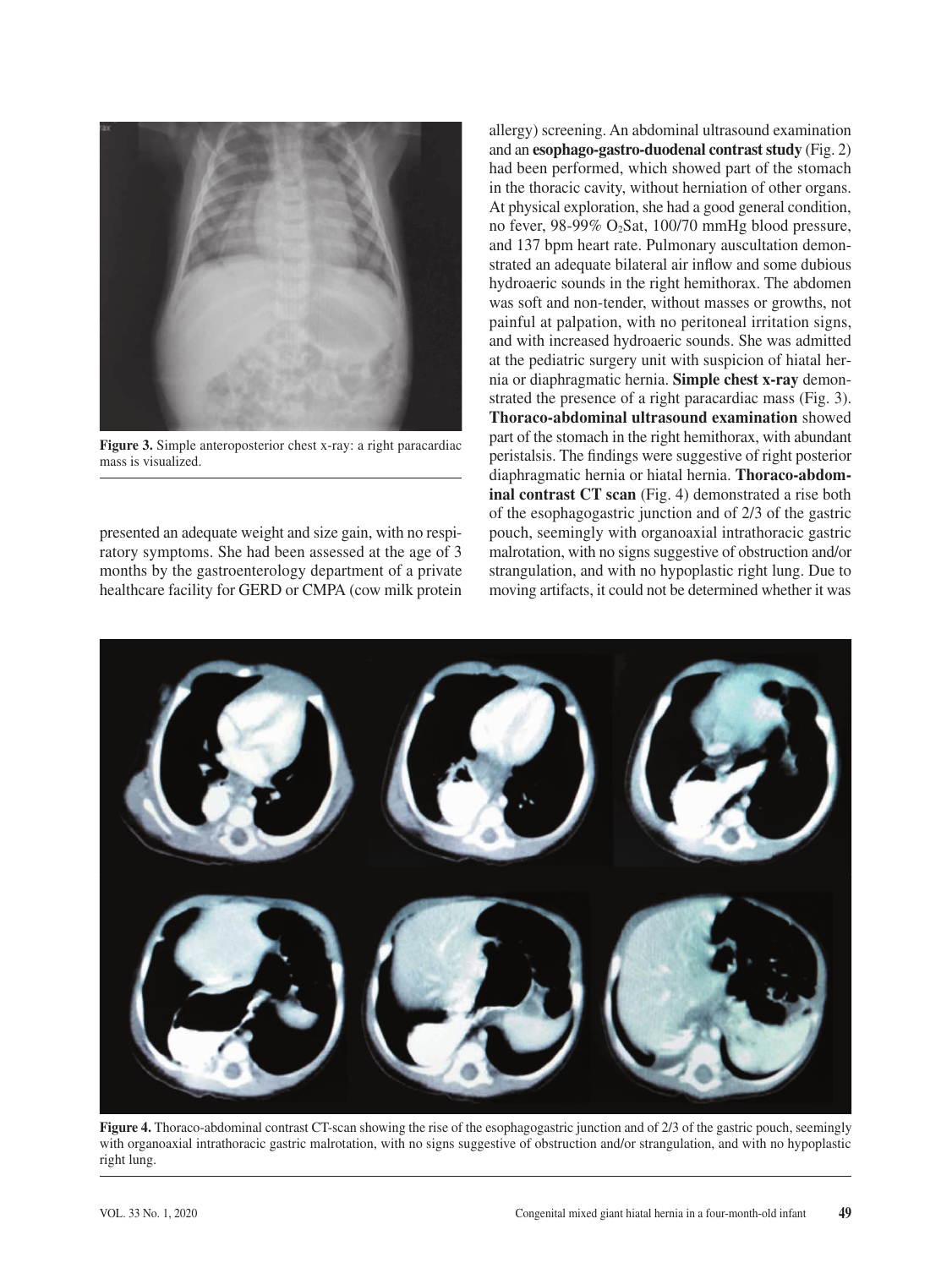Figure 3. Simple anteroposterior chest x-ray: a right paracardiac mass is visualized.

presented an adequate weight and size gain, with no respiratory symptoms. She had been assessed at the age of 3 months by the gastroenterology department of a private healthcare facility for GERD or CMPA (cow milk protein allergy) screening. An abdominal ultrasound examination and an **esophago-gastro-duodenal contrast study** (Fig. 2) had been performed, which showed part of the stomach in the thoracic cavity, without herniation of other organs. At physical exploration, she had a good general condition, no fever, 98-99% $O_2$Sat, 100/70 mmHg blood pressure, and 137 bpm heart rate. Pulmonary auscultation demonstrated an adequate bilateral air inflow and some dubious hydroaeric sounds in the right hemithorax. The abdomen was soft and non-tender, without masses or growths, not painful at palpation, with no peritoneal irritation signs, and with increased hydroaeric sounds. She was admitted at the pediatric surgery unit with suspicion of hiatal hernia or diaphragmatic hernia. **Simple chest x-ray** demonstrated the presence of a right paracardiac mass (Fig. 3). **Thoraco-abdominal ultrasound examination** showed part of the stomach in the right hemithorax, with abundant peristalsis. The findings were suggestive of right posterior diaphragmatic hernia or hiatal hernia. **Thoraco-abdominal contrast CT scan** (Fig. 4) demonstrated a rise both of the esophagogastric junction and of 2/3 of the gastric pouch, seemingly with organoaxial intrathoracic gastric malrotation, with no signs suggestive of obstruction and/or strangulation, and with no hypoplastic right lung. Due to moving artifacts, it could not be determined whether it was

Figure 4. Thoraco-abdominal contrast CT-scan showing the rise of the esophagogastric junction and of 2/3 of the gastric pouch, seemingly with organoaxial intrathoracic gastric malrotation, with no signs suggestive of obstruction and/or strangulation, and with no hypoplastic right lung.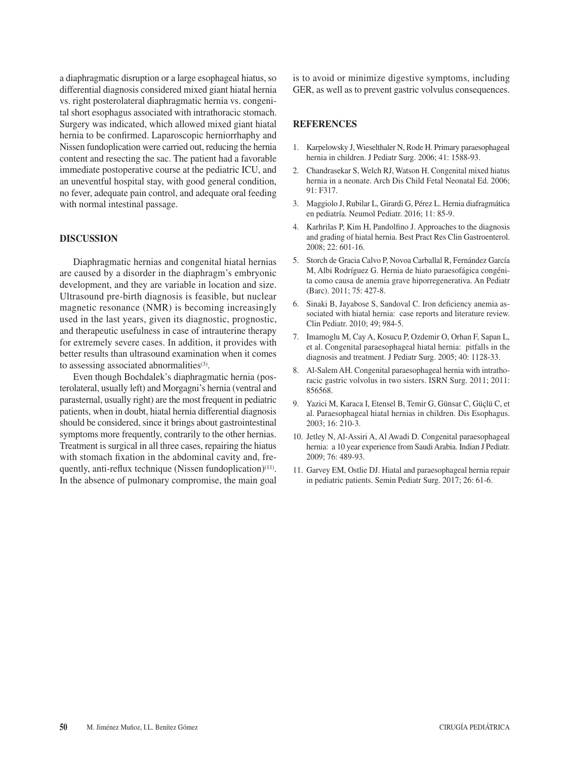a diaphragmatic disruption or a large esophageal hiatus, so differential diagnosis considered mixed giant hiatal hernia vs. right posterolateral diaphragmatic hernia vs. congenital short esophagus associated with intrathoracic stomach. Surgery was indicated, which allowed mixed giant hiatal hernia to be confirmed. Laparoscopic herniorrhaphy and Nissen fundoplication were carried out, reducing the hernia content and resecting the sac. The patient had a favorable immediate postoperative course at the pediatric ICU, and an uneventful hospital stay, with good general condition, no fever, adequate pain control, and adequate oral feeding with normal intestinal passage.

## DISCUSSION

Diaphragmatic hernias and congenital hiatal hernias are caused by a disorder in the diaphragm's embryonic development, and they are variable in location and size. Ultrasound pre-birth diagnosis is feasible, but nuclear magnetic resonance (NMR) is becoming increasingly used in the last years, given its diagnostic, prognostic, and therapeutic usefulness in case of intrauterine therapy for extremely severe cases. In addition, it provides with better results than ultrasound examination when it comes to assessing associated abnormalities[3].

Even though Bochdalek's diaphragmatic hernia (posterolateral, usually left) and Morgagni's hernia (ventral and parasternal, usually right) are the most frequent in pediatric patients, when in doubt, hiatal hernia differential diagnosis should be considered, since it brings about gastrointestinal symptoms more frequently, contrarily to the other hernias. Treatment is surgical in all three cases, repairing the hiatus with stomach fixation in the abdominal cavity and, frequently, anti-reflux technique (Nissen fundoplication)[11]. In the absence of pulmonary compromise, the main goal is to avoid or minimize digestive symptoms, including GER, as well as to prevent gastric volvulus consequences.

## REFERENCES

1. Karpelowsky J, Wieselthaler N, Rode H. Primary paraesophageal hernia in children. J Pediatr Surg. 2006; 41: 1588-93.
2. Chandrasekar S, Welch RJ, Watson H. Congenital mixed hiatus hernia in a neonate. Arch Dis Child Fetal Neonatal Ed. 2006; 91: F317.
3. Maggiolo J, Rubilar L, Girardi G, Pérez L. Hernia diafragmática en pediatría. Neumol Pediatr. 2016; 11: 85-9.
4. Karhrilas P, Kim H, Pandolfino J. Approaches to the diagnosis and grading of hiatal hernia. Best Pract Res Clin Gastroenterol. 2008; 22: 601-16.
5. Storch de Gracia Calvo P, Novoa Carballal R, Fernández García M, Albi Rodríguez G. Hernia de hiato paraesofágica congénita como causa de anemia grave hiporregenerativa. An Pediatr (Barc). 2011; 75: 427-8.
6. Sinaki B, Jayabose S, Sandoval C. Iron deficiency anemia associated with hiatal hernia: case reports and literature review. Clin Pediatr. 2010; 49; 984-5.
7. Imamoglu M, Cay A, Kosucu P, Ozdemir O, Orhan F, Sapan L, et al. Congenital paraesophageal hiatal hernia: pitfalls in the diagnosis and treatment. J Pediatr Surg. 2005; 40: 1128-33.
8. Al-Salem AH. Congenital paraesophageal hernia with intrathoracic gastric volvolus in two sisters. ISRN Surg. 2011; 2011: 856568.
9. Yazici M, Karaca I, Etensel B, Temir G, Günsar C, Güçlü C, et al. Paraesophageal hiatal hernias in children. Dis Esophagus. 2003; 16: 210-3.
10. Jetley N, Al-Assiri A, Al Awadi D. Congenital paraesophageal hernia: a 10 year experience from Saudi Arabia. Indian J Pediatr. 2009; 76: 489-93.
11. Garvey EM, Ostlie DJ. Hiatal and paraesophageal hernia repair in pediatric patients. Semin Pediatr Surg. 2017; 26: 61-6.